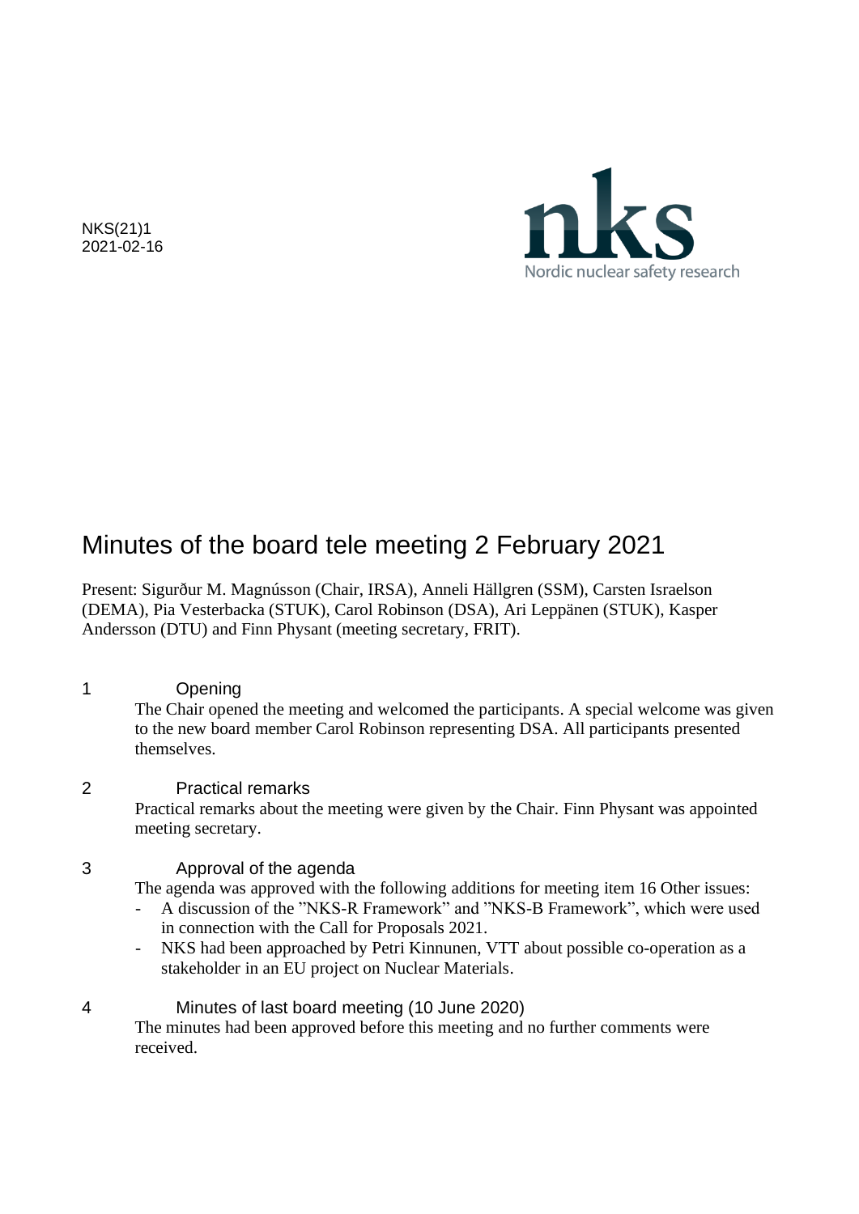NKS(21)1
2021-02-16

nks
Nordic nuclear safety research

# Minutes of the board tele meeting 2 February 2021

Present: Sigurður M. Magnússon (Chair, IRSA), Anneli Hällgren (SSM), Carsten Israelson (DEMA), Pia Vesterbacka (STUK), Carol Robinson (DSA), Ari Leppänen (STUK), Kasper Andersson (DTU) and Finn Physant (meeting secretary, FRIT).

## 1 Opening

The Chair opened the meeting and welcomed the participants. A special welcome was given to the new board member Carol Robinson representing DSA. All participants presented themselves.

## 2 Practical remarks

Practical remarks about the meeting were given by the Chair. Finn Physant was appointed meeting secretary.

## 3 Approval of the agenda

The agenda was approved with the following additions for meeting item 16 Other issues:

- A discussion of the ”NKS-R Framework” and ”NKS-B Framework”, which were used in connection with the Call for Proposals 2021.
- NKS had been approached by Petri Kinnunen, VTT about possible co-operation as a stakeholder in an EU project on Nuclear Materials.

## 4 Minutes of last board meeting (10 June 2020)

The minutes had been approved before this meeting and no further comments were received.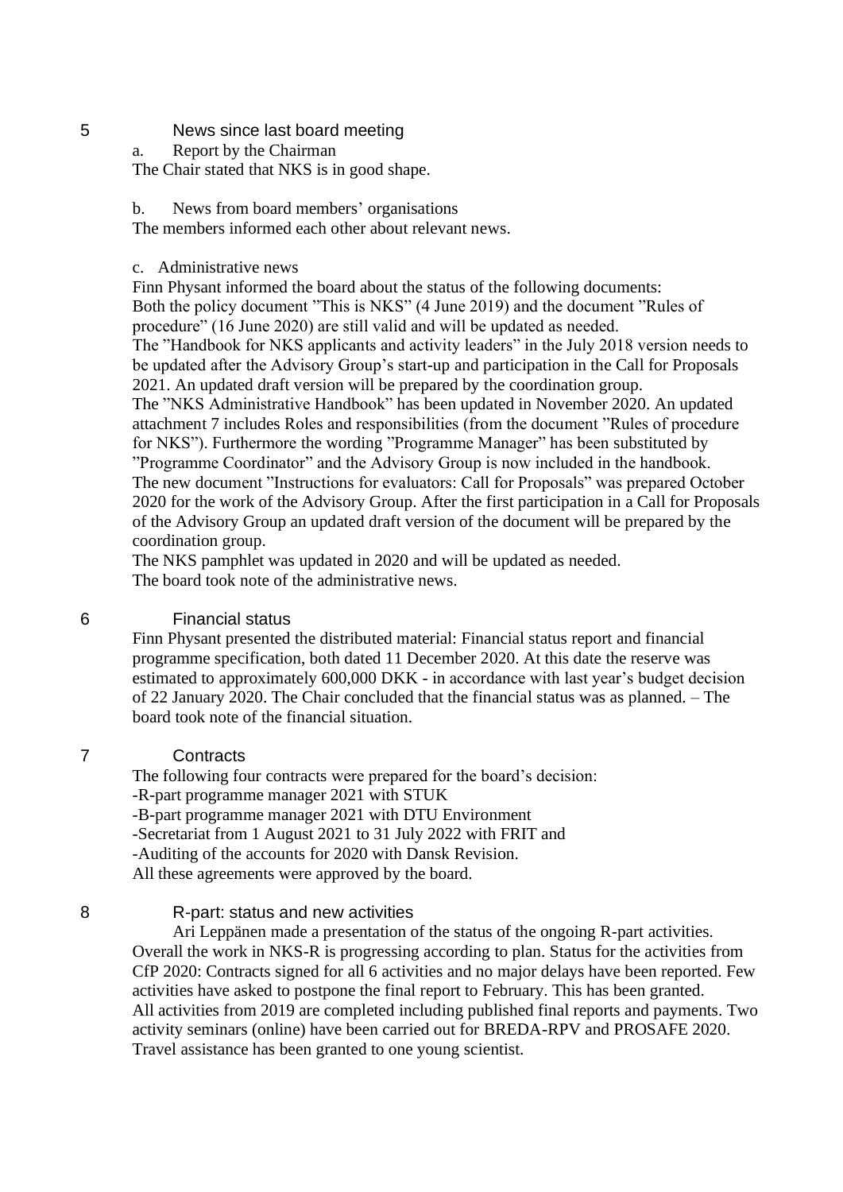## 5 News since last board meeting

a. Report by the Chairman

The Chair stated that NKS is in good shape.

b. News from board members' organisations

The members informed each other about relevant news.

c. Administrative news

Finn Physant informed the board about the status of the following documents:
Both the policy document "This is NKS" (4 June 2019) and the document "Rules of procedure" (16 June 2020) are still valid and will be updated as needed.
The "Handbook for NKS applicants and activity leaders" in the July 2018 version needs to be updated after the Advisory Group's start-up and participation in the Call for Proposals 2021. An updated draft version will be prepared by the coordination group.
The "NKS Administrative Handbook" has been updated in November 2020. An updated attachment 7 includes Roles and responsibilities (from the document "Rules of procedure for NKS"). Furthermore the wording "Programme Manager" has been substituted by "Programme Coordinator" and the Advisory Group is now included in the handbook.
The new document "Instructions for evaluators: Call for Proposals" was prepared October 2020 for the work of the Advisory Group. After the first participation in a Call for Proposals of the Advisory Group an updated draft version of the document will be prepared by the coordination group.
The NKS pamphlet was updated in 2020 and will be updated as needed.
The board took note of the administrative news.

## 6 Financial status

Finn Physant presented the distributed material: Financial status report and financial programme specification, both dated 11 December 2020. At this date the reserve was estimated to approximately 600,000 DKK - in accordance with last year's budget decision of 22 January 2020. The Chair concluded that the financial status was as planned. – The board took note of the financial situation.

## 7 Contracts

The following four contracts were prepared for the board's decision:
-R-part programme manager 2021 with STUK
-B-part programme manager 2021 with DTU Environment
-Secretariat from 1 August 2021 to 31 July 2022 with FRIT and
-Auditing of the accounts for 2020 with Dansk Revision.
All these agreements were approved by the board.

## 8 R-part: status and new activities

Ari Leppänen made a presentation of the status of the ongoing R-part activities. Overall the work in NKS-R is progressing according to plan. Status for the activities from CfP 2020: Contracts signed for all 6 activities and no major delays have been reported. Few activities have asked to postpone the final report to February. This has been granted.
All activities from 2019 are completed including published final reports and payments. Two activity seminars (online) have been carried out for BREDA-RPV and PROSAFE 2020. Travel assistance has been granted to one young scientist.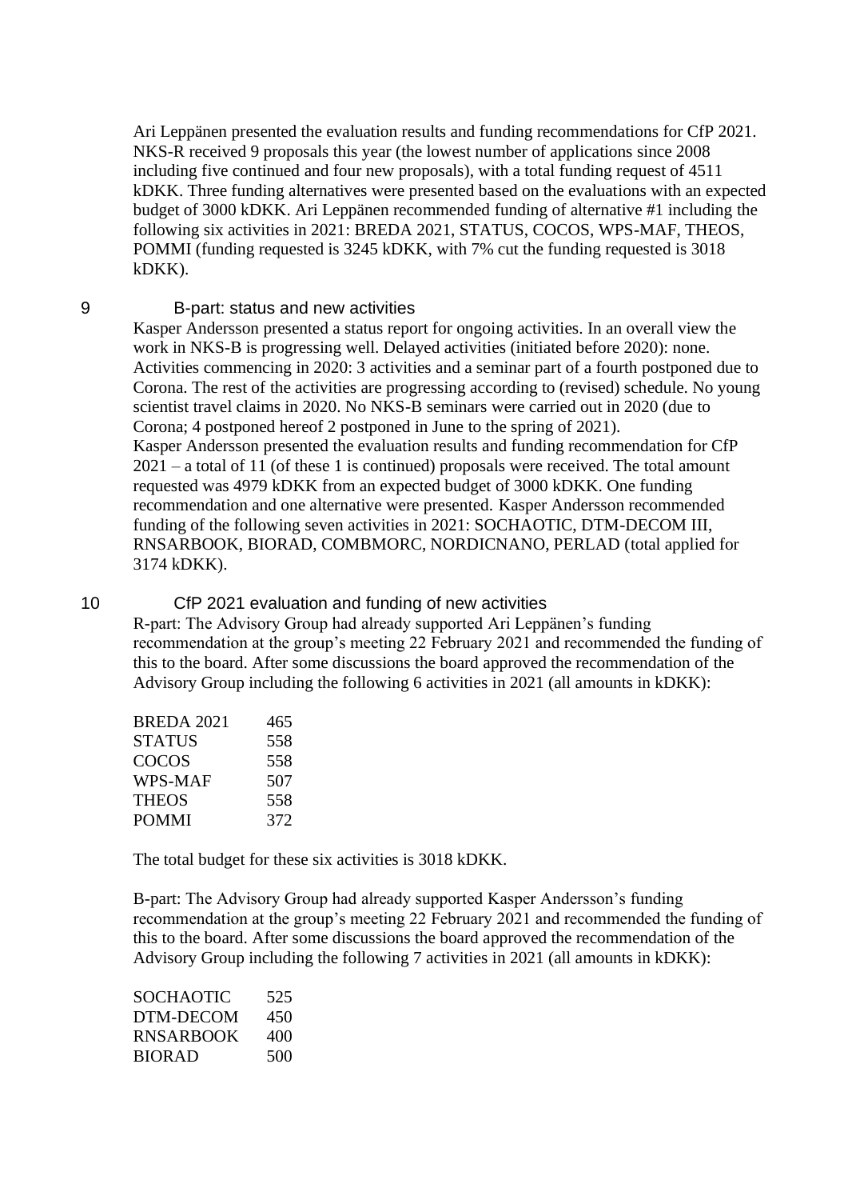Ari Leppänen presented the evaluation results and funding recommendations for CfP 2021. NKS-R received 9 proposals this year (the lowest number of applications since 2008 including five continued and four new proposals), with a total funding request of 4511 kDKK. Three funding alternatives were presented based on the evaluations with an expected budget of 3000 kDKK. Ari Leppänen recommended funding of alternative #1 including the following six activities in 2021: BREDA 2021, STATUS, COCOS, WPS-MAF, THEOS, POMMI (funding requested is 3245 kDKK, with 7% cut the funding requested is 3018 kDKK).

## 9 B-part: status and new activities

Kasper Andersson presented a status report for ongoing activities. In an overall view the work in NKS-B is progressing well. Delayed activities (initiated before 2020): none. Activities commencing in 2020: 3 activities and a seminar part of a fourth postponed due to Corona. The rest of the activities are progressing according to (revised) schedule. No young scientist travel claims in 2020. No NKS-B seminars were carried out in 2020 (due to Corona; 4 postponed hereof 2 postponed in June to the spring of 2021).

Kasper Andersson presented the evaluation results and funding recommendation for CfP 2021 – a total of 11 (of these 1 is continued) proposals were received. The total amount requested was 4979 kDKK from an expected budget of 3000 kDKK. One funding recommendation and one alternative were presented. Kasper Andersson recommended funding of the following seven activities in 2021: SOCHAOTIC, DTM-DECOM III, RNSARBOOK, BIORAD, COMBMORC, NORDICNANO, PERLAD (total applied for 3174 kDKK).

## 10 CfP 2021 evaluation and funding of new activities

R-part: The Advisory Group had already supported Ari Leppänen's funding recommendation at the group's meeting 22 February 2021 and recommended the funding of this to the board. After some discussions the board approved the recommendation of the Advisory Group including the following 6 activities in 2021 (all amounts in kDKK):

| | |
|---|---|
| BREDA 2021 | 465 |
| STATUS | 558 |
| COCOS | 558 |
| WPS-MAF | 507 |
| THEOS | 558 |
| POMMI | 372 |

The total budget for these six activities is 3018 kDKK.

B-part: The Advisory Group had already supported Kasper Andersson's funding recommendation at the group's meeting 22 February 2021 and recommended the funding of this to the board. After some discussions the board approved the recommendation of the Advisory Group including the following 7 activities in 2021 (all amounts in kDKK):

| | |
|---|---|
| SOCHAOTIC | 525 |
| DTM-DECOM | 450 |
| RNSARBOOK | 400 |
| BIORAD | 500 |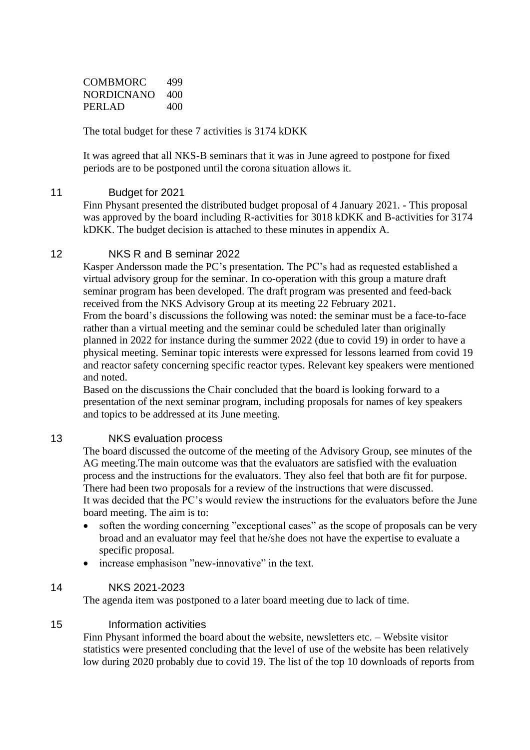| | |
|---|---|
| COMBMORC | 499 |
| NORDICNANO | 400 |
| PERLAD | 400 |

The total budget for these 7 activities is 3174 kDKK

It was agreed that all NKS-B seminars that it was in June agreed to postpone for fixed periods are to be postponed until the corona situation allows it.

## 11 Budget for 2021

Finn Physant presented the distributed budget proposal of 4 January 2021. - This proposal was approved by the board including R-activities for 3018 kDKK and B-activities for 3174 kDKK. The budget decision is attached to these minutes in appendix A.

## 12 NKS R and B seminar 2022

Kasper Andersson made the PC's presentation. The PC's had as requested established a virtual advisory group for the seminar. In co-operation with this group a mature draft seminar program has been developed. The draft program was presented and feed-back received from the NKS Advisory Group at its meeting 22 February 2021.
From the board's discussions the following was noted: the seminar must be a face-to-face rather than a virtual meeting and the seminar could be scheduled later than originally planned in 2022 for instance during the summer 2022 (due to covid 19) in order to have a physical meeting. Seminar topic interests were expressed for lessons learned from covid 19 and reactor safety concerning specific reactor types. Relevant key speakers were mentioned and noted.
Based on the discussions the Chair concluded that the board is looking forward to a presentation of the next seminar program, including proposals for names of key speakers and topics to be addressed at its June meeting.

## 13 NKS evaluation process

The board discussed the outcome of the meeting of the Advisory Group, see minutes of the AG meeting.The main outcome was that the evaluators are satisfied with the evaluation process and the instructions for the evaluators. They also feel that both are fit for purpose. There had been two proposals for a review of the instructions that were discussed.
It was decided that the PC's would review the instructions for the evaluators before the June board meeting. The aim is to:

- soften the wording concerning "exceptional cases" as the scope of proposals can be very broad and an evaluator may feel that he/she does not have the expertise to evaluate a specific proposal.
- increase emphasison "new-innovative" in the text.

## 14 NKS 2021-2023

The agenda item was postponed to a later board meeting due to lack of time.

## 15 Information activities

Finn Physant informed the board about the website, newsletters etc. – Website visitor statistics were presented concluding that the level of use of the website has been relatively low during 2020 probably due to covid 19. The list of the top 10 downloads of reports from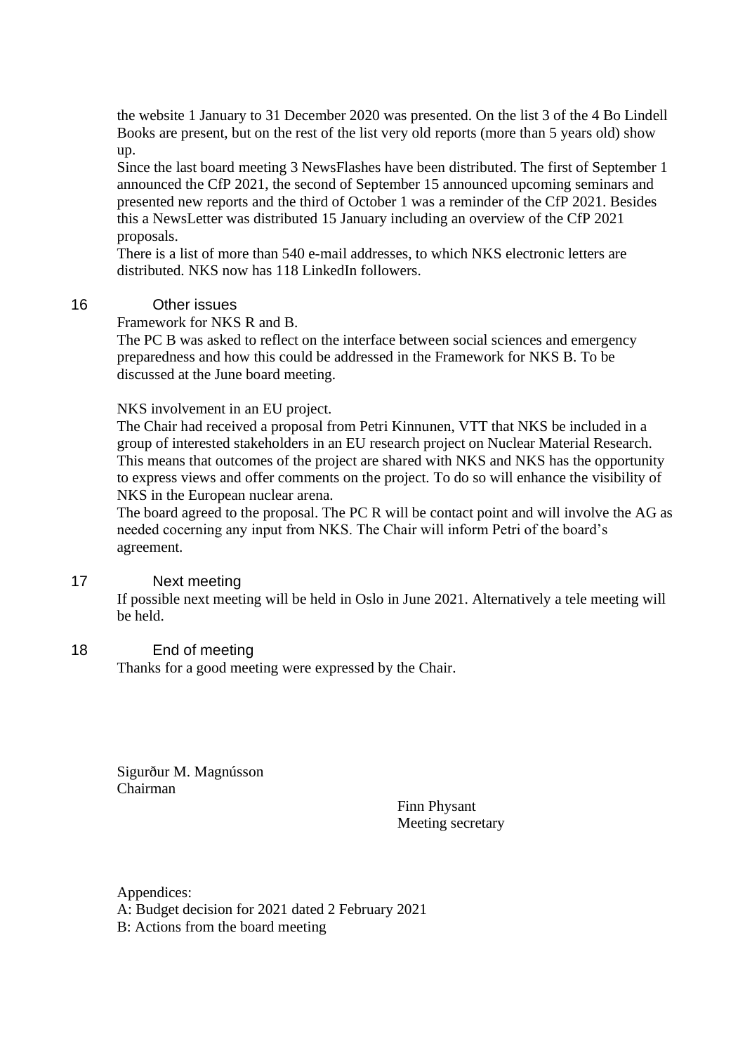the website 1 January to 31 December 2020 was presented. On the list 3 of the 4 Bo Lindell Books are present, but on the rest of the list very old reports (more than 5 years old) show up.

Since the last board meeting 3 NewsFlashes have been distributed. The first of September 1 announced the CfP 2021, the second of September 15 announced upcoming seminars and presented new reports and the third of October 1 was a reminder of the CfP 2021. Besides this a NewsLetter was distributed 15 January including an overview of the CfP 2021 proposals.

There is a list of more than 540 e-mail addresses, to which NKS electronic letters are distributed. NKS now has 118 LinkedIn followers.

## 16 Other issues

Framework for NKS R and B.

The PC B was asked to reflect on the interface between social sciences and emergency preparedness and how this could be addressed in the Framework for NKS B. To be discussed at the June board meeting.

NKS involvement in an EU project.

The Chair had received a proposal from Petri Kinnunen, VTT that NKS be included in a group of interested stakeholders in an EU research project on Nuclear Material Research. This means that outcomes of the project are shared with NKS and NKS has the opportunity to express views and offer comments on the project. To do so will enhance the visibility of NKS in the European nuclear arena.

The board agreed to the proposal. The PC R will be contact point and will involve the AG as needed cocerning any input from NKS. The Chair will inform Petri of the board's agreement.

## 17 Next meeting

If possible next meeting will be held in Oslo in June 2021. Alternatively a tele meeting will be held.

## 18 End of meeting

Thanks for a good meeting were expressed by the Chair.

Sigurður M. Magnússon
Chairman

Finn Physant
Meeting secretary

Appendices:
A: Budget decision for 2021 dated 2 February 2021
B: Actions from the board meeting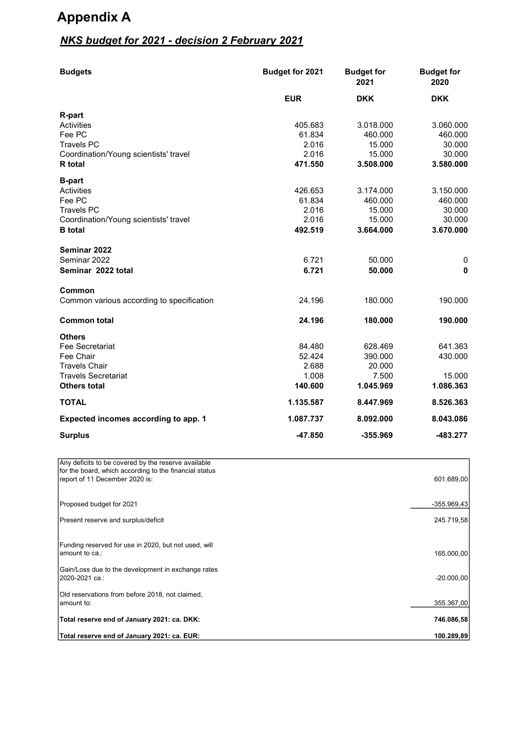# Appendix A

## *NKS budget for 2021 - decision 2 February 2021*

| Budgets | Budget for 2021 | Budget for 2021 | Budget for 2020 |
|---|---|---|---|
| | **EUR** | **DKK** | **DKK** |
| **R-part** | | | |
| Activities | 405.683 | 3.018.000 | 3.060.000 |
| Fee PC | 61.834 | 460.000 | 460.000 |
| Travels PC | 2.016 | 15.000 | 30.000 |
| Coordination/Young scientists' travel | 2.016 | 15.000 | 30.000 |
| **R total** | **471.550** | **3.508.000** | **3.580.000** |
| **B-part** | | | |
| Activities | 426.653 | 3.174.000 | 3.150.000 |
| Fee PC | 61.834 | 460.000 | 460.000 |
| Travels PC | 2.016 | 15.000 | 30.000 |
| Coordination/Young scientists' travel | 2.016 | 15.000 | 30.000 |
| **B total** | **492.519** | **3.664.000** | **3.670.000** |
| **Seminar 2022** | | | |
| Seminar 2022 | 6.721 | 50.000 | 0 |
| **Seminar 2022 total** | **6.721** | **50.000** | **0** |
| **Common** | | | |
| Common various according to specification | 24.196 | 180.000 | 190.000 |
| **Common total** | **24.196** | **180.000** | **190.000** |
| **Others** | | | |
| Fee Secretariat | 84.480 | 628.469 | 641.363 |
| Fee Chair | 52.424 | 390.000 | 430.000 |
| Travels Chair | 2.688 | 20.000 | |
| Travels Secretariat | 1.008 | 7.500 | 15.000 |
| **Others total** | **140.600** | **1.045.969** | **1.086.363** |
| **TOTAL** | **1.135.587** | **8.447.969** | **8.526.363** |
| **Expected incomes according to app. 1** | **1.087.737** | **8.092.000** | **8.043.086** |
| **Surplus** | **-47.850** | **-355.969** | **-483.277** |

| | |
|---|---|
| Any deficits to be covered by the reserve available for the board, which according to the financial status report of 11 December 2020 is: | 601.689,00 |
| Proposed budget for 2021 | -355.969,43 |
| Present reserve and surplus/deficit | 245.719,58 |
| Funding reserved for use in 2020, but not used, will amount to ca.: | 165.000,00 |
| Gain/Loss due to the development in exchange rates 2020-2021 ca.: | -20.000,00 |
| Old reservations from before 2018, not claimed, amount to: | 355.367,00 |
| **Total reserve end of January 2021: ca. DKK:** | **746.086,58** |
| **Total reserve end of January 2021: ca. EUR:** | **100.289,89** |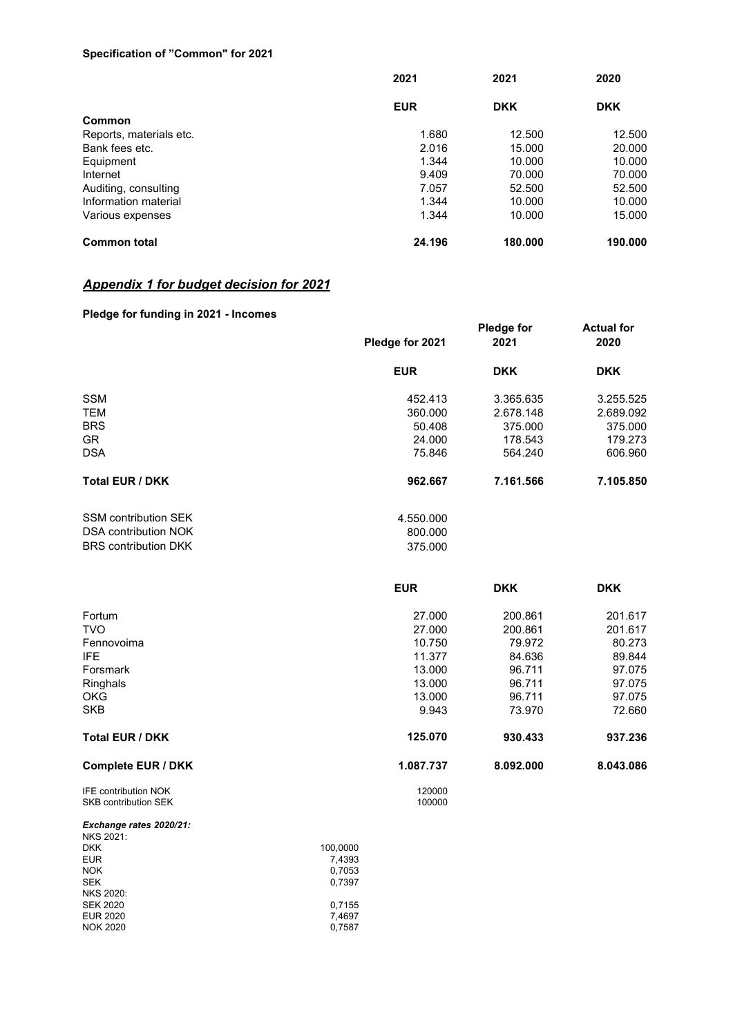**Specification of "Common" for 2021**

| | 2021 | 2021 | 2020 |
|---|---|---|---|
| | **EUR** | **DKK** | **DKK** |
| **Common** | | | |
| Reports, materials etc. | 1.680 | 12.500 | 12.500 |
| Bank fees etc. | 2.016 | 15.000 | 20.000 |
| Equipment | 1.344 | 10.000 | 10.000 |
| Internet | 9.409 | 70.000 | 70.000 |
| Auditing, consulting | 7.057 | 52.500 | 52.500 |
| Information material | 1.344 | 10.000 | 10.000 |
| Various expenses | 1.344 | 10.000 | 15.000 |
| **Common total** | **24.196** | **180.000** | **190.000** |

## *Appendix 1 for budget decision for 2021*

**Pledge for funding in 2021 - Incomes**

| | Pledge for 2021 | Pledge for 2021 | Actual for 2020 |
|---|---|---|---|
| | **EUR** | **DKK** | **DKK** |
| SSM | 452.413 | 3.365.635 | 3.255.525 |
| TEM | 360.000 | 2.678.148 | 2.689.092 |
| BRS | 50.408 | 375.000 | 375.000 |
| GR | 24.000 | 178.543 | 179.273 |
| DSA | 75.846 | 564.240 | 606.960 |
| **Total EUR / DKK** | **962.667** | **7.161.566** | **7.105.850** |
| SSM contribution SEK | 4.550.000 | | |
| DSA contribution NOK | 800.000 | | |
| BRS contribution DKK | 375.000 | | |

| | **EUR** | **DKK** | **DKK** |
|---|---|---|---|
| Fortum | 27.000 | 200.861 | 201.617 |
| TVO | 27.000 | 200.861 | 201.617 |
| Fennovoima | 10.750 | 79.972 | 80.273 |
| IFE | 11.377 | 84.636 | 89.844 |
| Forsmark | 13.000 | 96.711 | 97.075 |
| Ringhals | 13.000 | 96.711 | 97.075 |
| OKG | 13.000 | 96.711 | 97.075 |
| SKB | 9.943 | 73.970 | 72.660 |
| **Total EUR / DKK** | **125.070** | **930.433** | **937.236** |
| **Complete EUR / DKK** | **1.087.737** | **8.092.000** | **8.043.086** |
| IFE contribution NOK | 120000 | | |
| SKB contribution SEK | 100000 | | |

***Exchange rates 2020/21:***

| | |
|---|---|
| NKS 2021: | |
| DKK | 100,0000 |
| EUR | 7,4393 |
| NOK | 0,7053 |
| SEK | 0,7397 |
| NKS 2020: | |
| SEK 2020 | 0,7155 |
| EUR 2020 | 7,4697 |
| NOK 2020 | 0,7587 |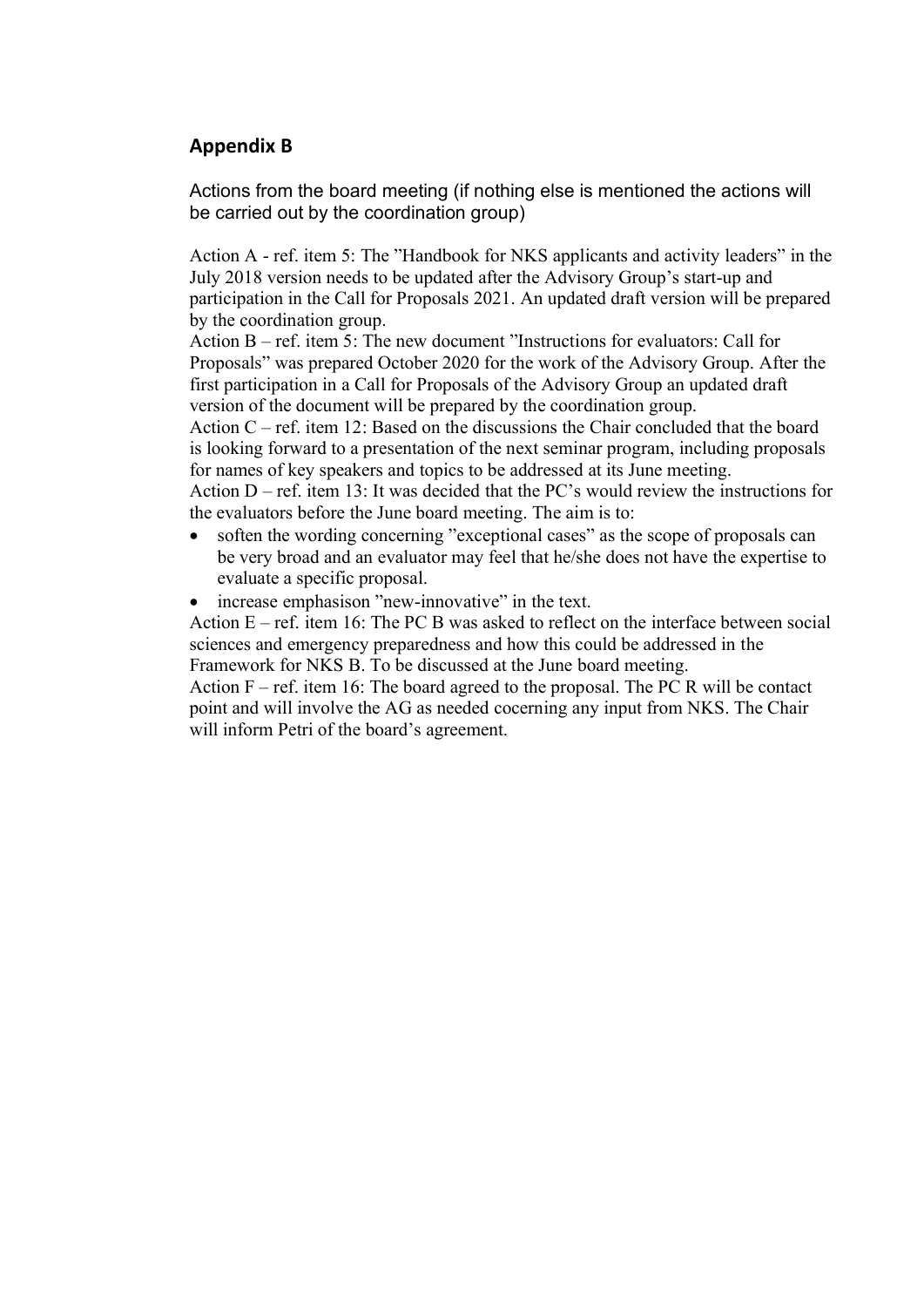## Appendix B

Actions from the board meeting (if nothing else is mentioned the actions will be carried out by the coordination group)

Action A - ref. item 5: The "Handbook for NKS applicants and activity leaders" in the July 2018 version needs to be updated after the Advisory Group's start-up and participation in the Call for Proposals 2021. An updated draft version will be prepared by the coordination group.

Action B – ref. item 5: The new document "Instructions for evaluators: Call for Proposals" was prepared October 2020 for the work of the Advisory Group. After the first participation in a Call for Proposals of the Advisory Group an updated draft version of the document will be prepared by the coordination group.

Action C – ref. item 12: Based on the discussions the Chair concluded that the board is looking forward to a presentation of the next seminar program, including proposals for names of key speakers and topics to be addressed at its June meeting.

Action D – ref. item 13: It was decided that the PC's would review the instructions for the evaluators before the June board meeting. The aim is to:

- soften the wording concerning "exceptional cases" as the scope of proposals can be very broad and an evaluator may feel that he/she does not have the expertise to evaluate a specific proposal.
- increase emphasison "new-innovative" in the text.

Action E – ref. item 16: The PC B was asked to reflect on the interface between social sciences and emergency preparedness and how this could be addressed in the Framework for NKS B. To be discussed at the June board meeting.

Action F – ref. item 16: The board agreed to the proposal. The PC R will be contact point and will involve the AG as needed cocerning any input from NKS. The Chair will inform Petri of the board's agreement.